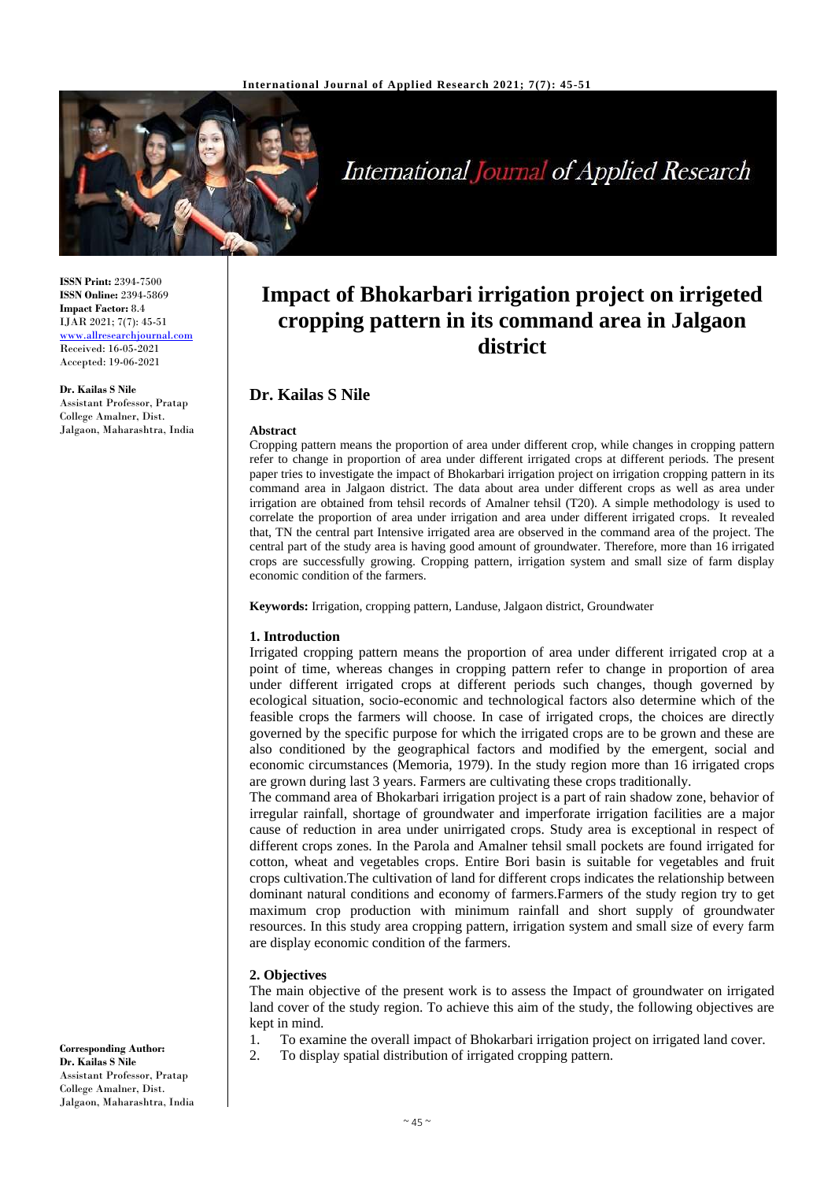**ISSN Print:** 2394-7500
**ISSN Online:** 2394-5869
**Impact Factor:** 8.4
IJAR 2021; 7(7): 45-51
www.allresearchjournal.com
Received: 16-05-2021
Accepted: 19-06-2021

**Dr. Kailas S Nile**
Assistant Professor, Pratap College Amalner, Dist. Jalgaon, Maharashtra, India

**Corresponding Author:**
**Dr. Kailas S Nile**
Assistant Professor, Pratap College Amalner, Dist. Jalgaon, Maharashtra, India

# Impact of Bhokarbari irrigation project on irrigeted cropping pattern in its command area in Jalgaon district

## Dr. Kailas S Nile

**Abstract**

Cropping pattern means the proportion of area under different crop, while changes in cropping pattern refer to change in proportion of area under different irrigated crops at different periods. The present paper tries to investigate the impact of Bhokarbari irrigation project on irrigation cropping pattern in its command area in Jalgaon district. The data about area under different crops as well as area under irrigation are obtained from tehsil records of Amalner tehsil (T20). A simple methodology is used to correlate the proportion of area under irrigation and area under different irrigated crops. It revealed that, TN the central part Intensive irrigated area are observed in the command area of the project. The central part of the study area is having good amount of groundwater. Therefore, more than 16 irrigated crops are successfully growing. Cropping pattern, irrigation system and small size of farm display economic condition of the farmers.

**Keywords:** Irrigation, cropping pattern, Landuse, Jalgaon district, Groundwater

### 1. Introduction

Irrigated cropping pattern means the proportion of area under different irrigated crop at a point of time, whereas changes in cropping pattern refer to change in proportion of area under different irrigated crops at different periods such changes, though governed by ecological situation, socio-economic and technological factors also determine which of the feasible crops the farmers will choose. In case of irrigated crops, the choices are directly governed by the specific purpose for which the irrigated crops are to be grown and these are also conditioned by the geographical factors and modified by the emergent, social and economic circumstances (Memoria, 1979). In the study region more than 16 irrigated crops are grown during last 3 years. Farmers are cultivating these crops traditionally.

The command area of Bhokarbari irrigation project is a part of rain shadow zone, behavior of irregular rainfall, shortage of groundwater and imperforate irrigation facilities are a major cause of reduction in area under unirrigated crops. Study area is exceptional in respect of different crops zones. In the Parola and Amalner tehsil small pockets are found irrigated for cotton, wheat and vegetables crops. Entire Bori basin is suitable for vegetables and fruit crops cultivation.The cultivation of land for different crops indicates the relationship between dominant natural conditions and economy of farmers.Farmers of the study region try to get maximum crop production with minimum rainfall and short supply of groundwater resources. In this study area cropping pattern, irrigation system and small size of every farm are display economic condition of the farmers.

### 2. Objectives

The main objective of the present work is to assess the Impact of groundwater on irrigated land cover of the study region. To achieve this aim of the study, the following objectives are kept in mind.

1. To examine the overall impact of Bhokarbari irrigation project on irrigated land cover.
2. To display spatial distribution of irrigated cropping pattern.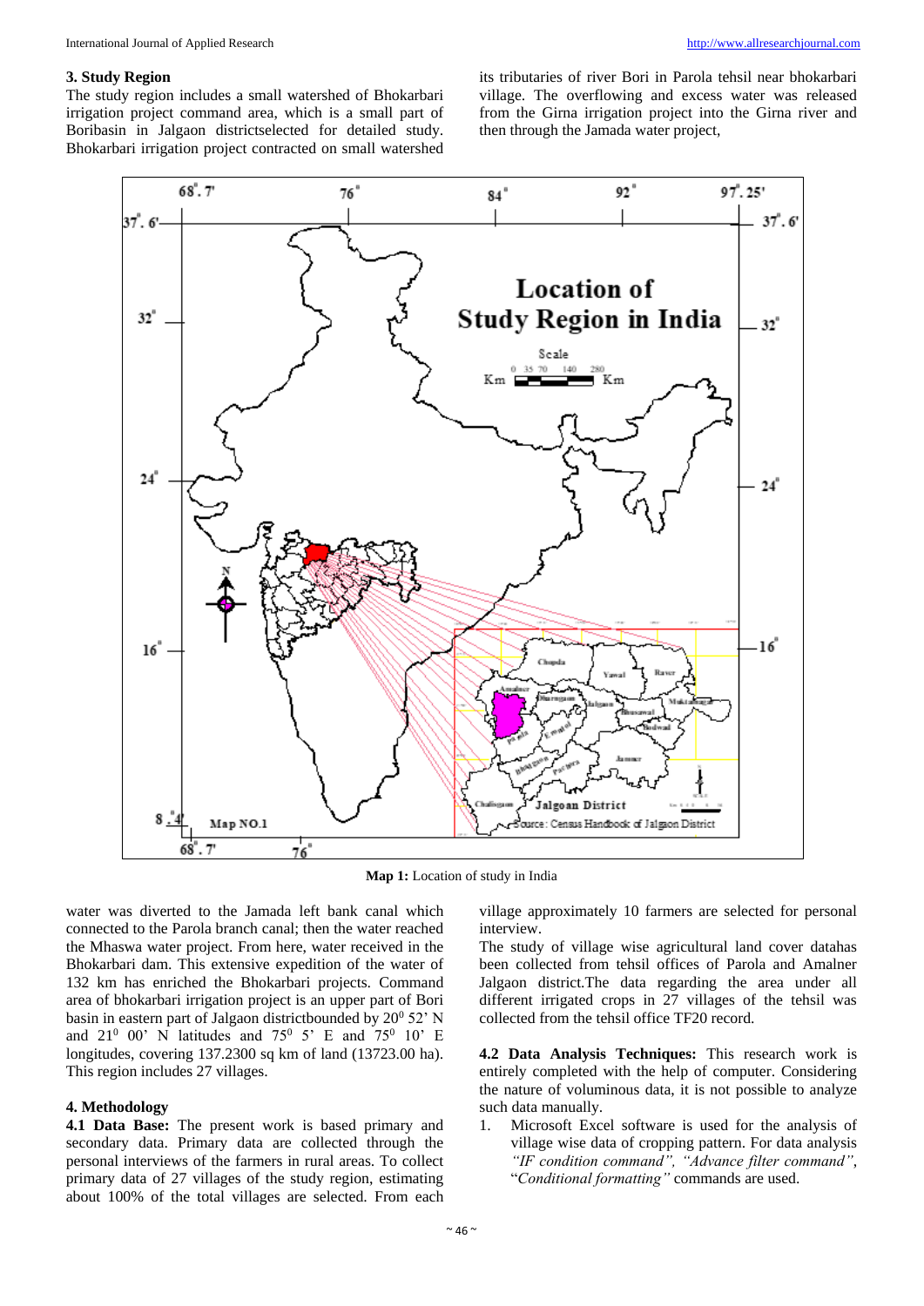### 3. Study Region

The study region includes a small watershed of Bhokarbari irrigation project command area, which is a small part of Boribasin in Jalgaon districtselected for detailed study. Bhokarbari irrigation project contracted on small watershed its tributaries of river Bori in Parola tehsil near bhokarbari village. The overflowing and excess water was released from the Girna irrigation project into the Girna river and then through the Jamada water project,

**Map 1:** Location of study in India

water was diverted to the Jamada left bank canal which connected to the Parola branch canal; then the water reached the Mhaswa water project. From here, water received in the Bhokarbari dam. This extensive expedition of the water of 132 km has enriched the Bhokarbari projects. Command area of bhokarbari irrigation project is an upper part of Bori basin in eastern part of Jalgaon districtbounded by $20^0$ 52' N and $21^0$ 00' N latitudes and $75^0$ 5' E and $75^0$ 10' E longitudes, covering 137.2300 sq km of land (13723.00 ha). This region includes 27 villages.

### 4. Methodology

**4.1 Data Base:** The present work is based primary and secondary data. Primary data are collected through the personal interviews of the farmers in rural areas. To collect primary data of 27 villages of the study region, estimating about 100% of the total villages are selected. From each village approximately 10 farmers are selected for personal interview.

The study of village wise agricultural land cover datahas been collected from tehsil offices of Parola and Amalner Jalgaon district.The data regarding the area under all different irrigated crops in 27 villages of the tehsil was collected from the tehsil office TF20 record.

**4.2 Data Analysis Techniques:** This research work is entirely completed with the help of computer. Considering the nature of voluminous data, it is not possible to analyze such data manually.

1. Microsoft Excel software is used for the analysis of village wise data of cropping pattern. For data analysis *"IF condition command", "Advance filter command"*, "*Conditional formatting"* commands are used.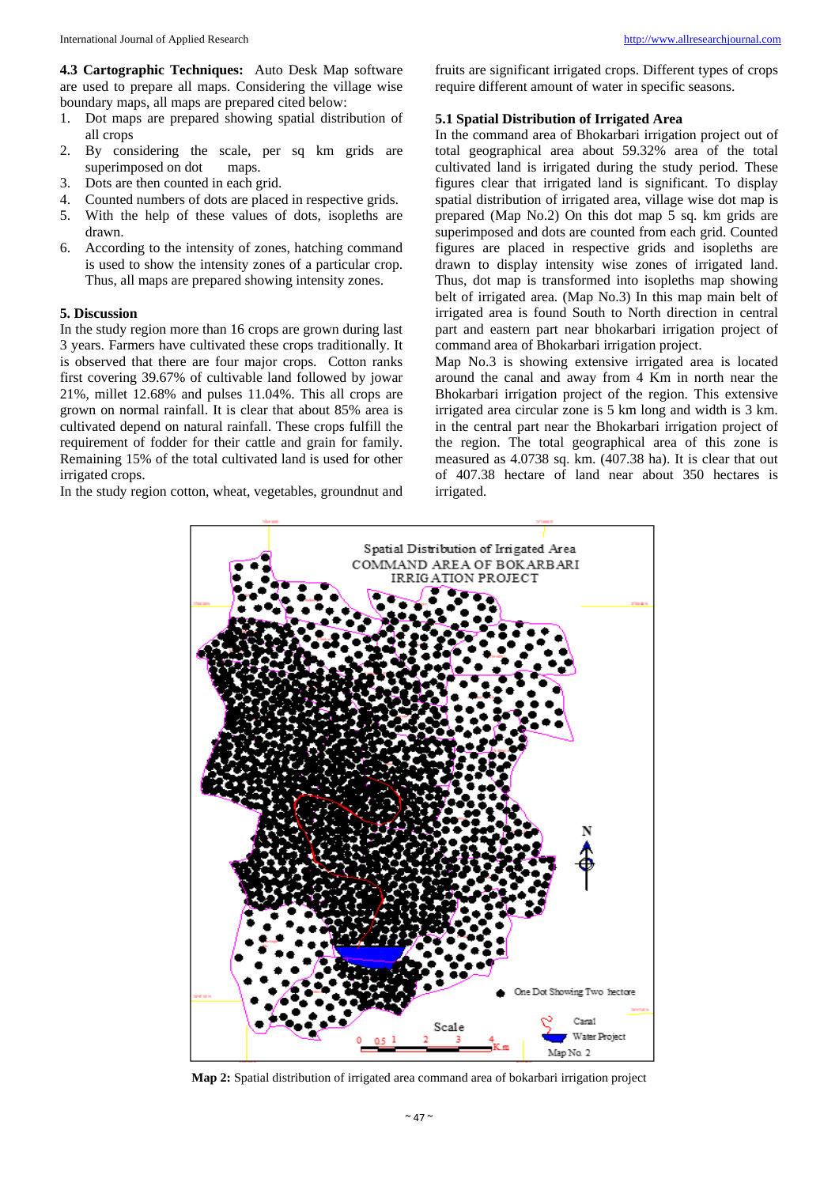**4.3 Cartographic Techniques:** Auto Desk Map software are used to prepare all maps. Considering the village wise boundary maps, all maps are prepared cited below:

1. Dot maps are prepared showing spatial distribution of all crops
2. By considering the scale, per sq km grids are superimposed on dot maps.
3. Dots are then counted in each grid.
4. Counted numbers of dots are placed in respective grids.
5. With the help of these values of dots, isopleths are drawn.
6. According to the intensity of zones, hatching command is used to show the intensity zones of a particular crop. Thus, all maps are prepared showing intensity zones.

**5. Discussion**

In the study region more than 16 crops are grown during last 3 years. Farmers have cultivated these crops traditionally. It is observed that there are four major crops. Cotton ranks first covering 39.67% of cultivable land followed by jowar 21%, millet 12.68% and pulses 11.04%. This all crops are grown on normal rainfall. It is clear that about 85% area is cultivated depend on natural rainfall. These crops fulfill the requirement of fodder for their cattle and grain for family. Remaining 15% of the total cultivated land is used for other irrigated crops.

In the study region cotton, wheat, vegetables, groundnut and fruits are significant irrigated crops. Different types of crops require different amount of water in specific seasons.

**5.1 Spatial Distribution of Irrigated Area**

In the command area of Bhokarbari irrigation project out of total geographical area about 59.32% area of the total cultivated land is irrigated during the study period. These figures clear that irrigated land is significant. To display spatial distribution of irrigated area, village wise dot map is prepared (Map No.2) On this dot map 5 sq. km grids are superimposed and dots are counted from each grid. Counted figures are placed in respective grids and isopleths are drawn to display intensity wise zones of irrigated land. Thus, dot map is transformed into isopleths map showing belt of irrigated area. (Map No.3) In this map main belt of irrigated area is found South to North direction in central part and eastern part near bhokarbari irrigation project of command area of Bhokarbari irrigation project.

Map No.3 is showing extensive irrigated area is located around the canal and away from 4 Km in north near the Bhokarbari irrigation project of the region. This extensive irrigated area circular zone is 5 km long and width is 3 km. in the central part near the Bhokarbari irrigation project of the region. The total geographical area of this zone is measured as 4.0738 sq. km. (407.38 ha). It is clear that out of 407.38 hectare of land near about 350 hectares is irrigated.

**Map 2:** Spatial distribution of irrigated area command area of bokarbari irrigation project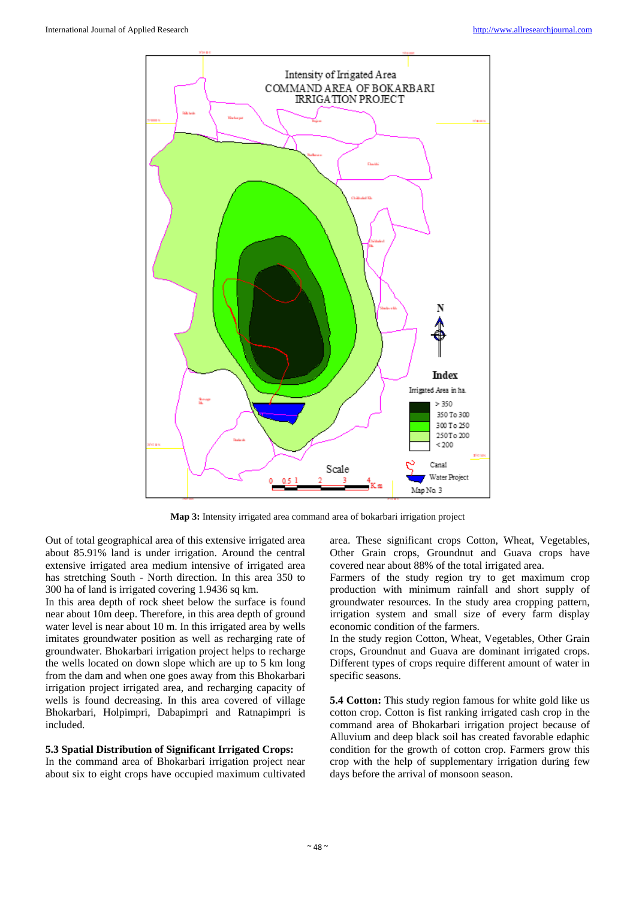**Map 3:** Intensity irrigated area command area of bokarbari irrigation project

Out of total geographical area of this extensive irrigated area about 85.91% land is under irrigation. Around the central extensive irrigated area medium intensive of irrigated area has stretching South - North direction. In this area 350 to 300 ha of land is irrigated covering 1.9436 sq km.

In this area depth of rock sheet below the surface is found near about 10m deep. Therefore, in this area depth of ground water level is near about 10 m. In this irrigated area by wells imitates groundwater position as well as recharging rate of groundwater. Bhokarbari irrigation project helps to recharge the wells located on down slope which are up to 5 km long from the dam and when one goes away from this Bhokarbari irrigation project irrigated area, and recharging capacity of wells is found decreasing. In this area covered of village Bhokarbari, Holpimpri, Dabapimpri and Ratnapimpri is included.

### 5.3 Spatial Distribution of Significant Irrigated Crops:

In the command area of Bhokarbari irrigation project near about six to eight crops have occupied maximum cultivated area. These significant crops Cotton, Wheat, Vegetables, Other Grain crops, Groundnut and Guava crops have covered near about 88% of the total irrigated area.

Farmers of the study region try to get maximum crop production with minimum rainfall and short supply of groundwater resources. In the study area cropping pattern, irrigation system and small size of every farm display economic condition of the farmers.

In the study region Cotton, Wheat, Vegetables, Other Grain crops, Groundnut and Guava are dominant irrigated crops. Different types of crops require different amount of water in specific seasons.

**5.4 Cotton:** This study region famous for white gold like us cotton crop. Cotton is fist ranking irrigated cash crop in the command area of Bhokarbari irrigation project because of Alluvium and deep black soil has created favorable edaphic condition for the growth of cotton crop. Farmers grow this crop with the help of supplementary irrigation during few days before the arrival of monsoon season.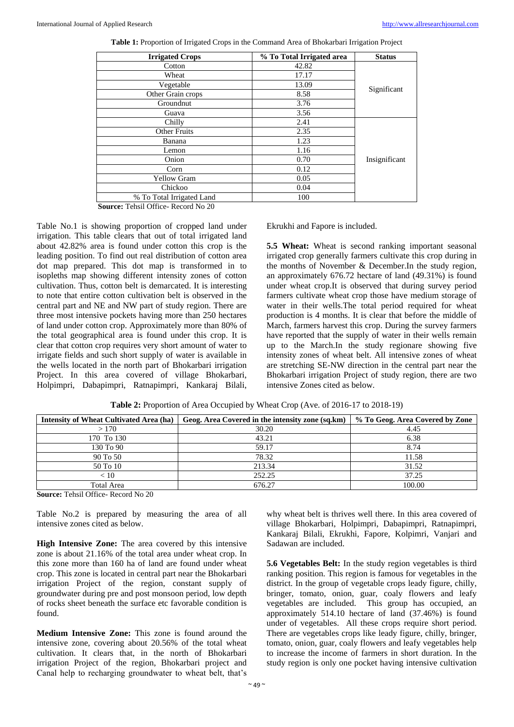**Table 1:** Proportion of Irrigated Crops in the Command Area of Bhokarbari Irrigation Project

| Irrigated Crops | % To Total Irrigated area | Status |
|---|---|---|
| Cotton | 42.82 | Significant |
| Wheat | 17.17 | |
| Vegetable | 13.09 | |
| Other Grain crops | 8.58 | |
| Groundnut | 3.76 | |
| Guava | 3.56 | |
| Chilly | 2.41 | Insignificant |
| Other Fruits | 2.35 | |
| Banana | 1.23 | |
| Lemon | 1.16 | |
| Onion | 0.70 | |
| Corn | 0.12 | |
| Yellow Gram | 0.05 | |
| Chickoo | 0.04 | |
| % To Total Irrigated Land | 100 | |

**Source:** Tehsil Office- Record No 20

Table No.1 is showing proportion of cropped land under irrigation. This table clears that out of total irrigated land about 42.82% area is found under cotton this crop is the leading position. To find out real distribution of cotton area dot map prepared. This dot map is transformed in to isopleths map showing different intensity zones of cotton cultivation. Thus, cotton belt is demarcated. It is interesting to note that entire cotton cultivation belt is observed in the central part and NE and NW part of study region. There are three most intensive pockets having more than 250 hectares of land under cotton crop. Approximately more than 80% of the total geographical area is found under this crop. It is clear that cotton crop requires very short amount of water to irrigate fields and such short supply of water is available in the wells located in the north part of Bhokarbari irrigation Project. In this area covered of village Bhokarbari, Holpimpri, Dabapimpri, Ratnapimpri, Kankaraj Bilali, Ekrukhi and Fapore is included.

**5.5 Wheat:** Wheat is second ranking important seasonal irrigated crop generally farmers cultivate this crop during in the months of November & December.In the study region, an approximately 676.72 hectare of land (49.31%) is found under wheat crop.It is observed that during survey period farmers cultivate wheat crop those have medium storage of water in their wells.The total period required for wheat production is 4 months. It is clear that before the middle of March, farmers harvest this crop. During the survey farmers have reported that the supply of water in their wells remain up to the March.In the study regionare showing five intensity zones of wheat belt. All intensive zones of wheat are stretching SE-NW direction in the central part near the Bhokarbari irrigation Project of study region, there are two intensive Zones cited as below.

**Table 2:** Proportion of Area Occupied by Wheat Crop (Ave. of 2016-17 to 2018-19)

| Intensity of Wheat Cultivated Area (ha) | Geog. Area Covered in the intensity zone (sq.km) | % To Geog. Area Covered by Zone |
|---|---|---|
| > 170 | 30.20 | 4.45 |
| 170 To 130 | 43.21 | 6.38 |
| 130 To 90 | 59.17 | 8.74 |
| 90 To 50 | 78.32 | 11.58 |
| 50 To 10 | 213.34 | 31.52 |
| < 10 | 252.25 | 37.25 |
| Total Area | 676.27 | 100.00 |

**Source:** Tehsil Office- Record No 20

Table No.2 is prepared by measuring the area of all intensive zones cited as below.

**High Intensive Zone:** The area covered by this intensive zone is about 21.16% of the total area under wheat crop. In this zone more than 160 ha of land are found under wheat crop. This zone is located in central part near the Bhokarbari irrigation Project of the region, constant supply of groundwater during pre and post monsoon period, low depth of rocks sheet beneath the surface etc favorable condition is found.

**Medium Intensive Zone:** This zone is found around the intensive zone, covering about 20.56% of the total wheat cultivation. It clears that, in the north of Bhokarbari irrigation Project of the region, Bhokarbari project and Canal help to recharging groundwater to wheat belt, that's why wheat belt is thrives well there. In this area covered of village Bhokarbari, Holpimpri, Dabapimpri, Ratnapimpri, Kankaraj Bilali, Ekrukhi, Fapore, Kolpimri, Vanjari and Sadawan are included.

**5.6 Vegetables Belt:** In the study region vegetables is third ranking position. This region is famous for vegetables in the district. In the group of vegetable crops leady figure, chilly, bringer, tomato, onion, guar, coaly flowers and leafy vegetables are included. This group has occupied, an approximately 514.10 hectare of land (37.46%) is found under of vegetables. All these crops require short period. There are vegetables crops like leady figure, chilly, bringer, tomato, onion, guar, coaly flowers and leafy vegetables help to increase the income of farmers in short duration. In the study region is only one pocket having intensive cultivation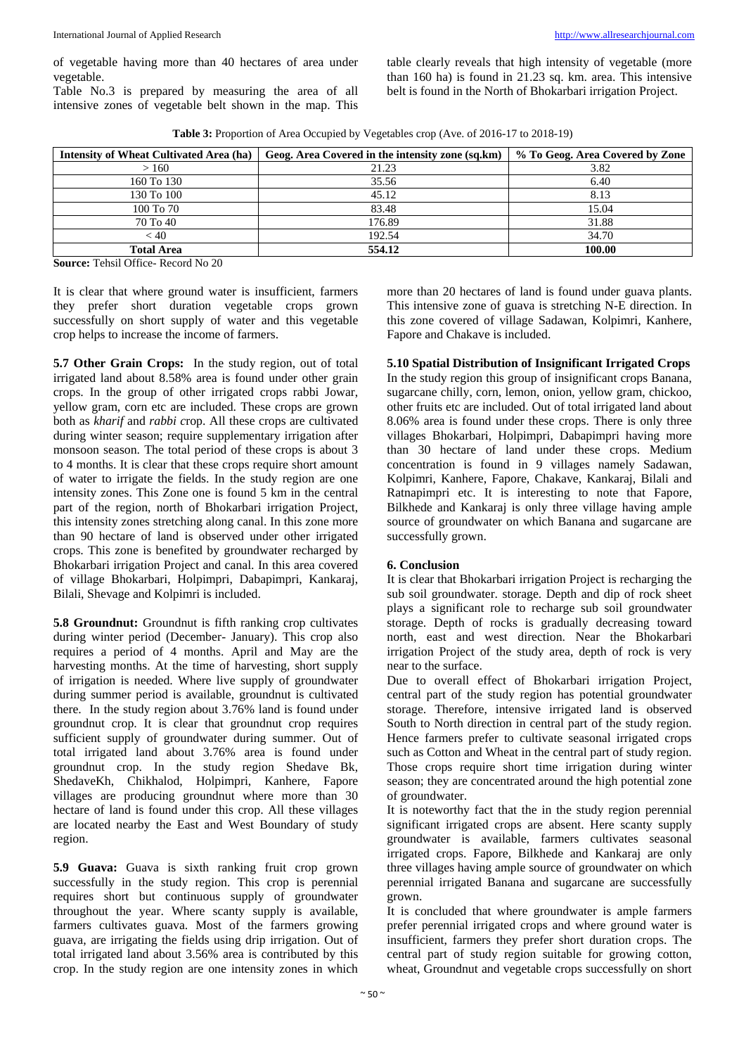of vegetable having more than 40 hectares of area under vegetable.

Table No.3 is prepared by measuring the area of all intensive zones of vegetable belt shown in the map. This table clearly reveals that high intensity of vegetable (more than 160 ha) is found in 21.23 sq. km. area. This intensive belt is found in the North of Bhokarbari irrigation Project.

**Table 3:** Proportion of Area Occupied by Vegetables crop (Ave. of 2016-17 to 2018-19)

| Intensity of Wheat Cultivated Area (ha) | Geog. Area Covered in the intensity zone (sq.km) | % To Geog. Area Covered by Zone |
|---|---|---|
| > 160 | 21.23 | 3.82 |
| 160 To 130 | 35.56 | 6.40 |
| 130 To 100 | 45.12 | 8.13 |
| 100 To 70 | 83.48 | 15.04 |
| 70 To 40 | 176.89 | 31.88 |
| < 40 | 192.54 | 34.70 |
| **Total Area** | **554.12** | **100.00** |

**Source:** Tehsil Office- Record No 20

It is clear that where ground water is insufficient, farmers they prefer short duration vegetable crops grown successfully on short supply of water and this vegetable crop helps to increase the income of farmers.

**5.7 Other Grain Crops:** In the study region, out of total irrigated land about 8.58% area is found under other grain crops. In the group of other irrigated crops rabbi Jowar, yellow gram, corn etc are included. These crops are grown both as *kharif* and *rabbi c*rop. All these crops are cultivated during winter season; require supplementary irrigation after monsoon season. The total period of these crops is about 3 to 4 months. It is clear that these crops require short amount of water to irrigate the fields. In the study region are one intensity zones. This Zone one is found 5 km in the central part of the region, north of Bhokarbari irrigation Project, this intensity zones stretching along canal. In this zone more than 90 hectare of land is observed under other irrigated crops. This zone is benefited by groundwater recharged by Bhokarbari irrigation Project and canal. In this area covered of village Bhokarbari, Holpimpri, Dabapimpri, Kankaraj, Bilali, Shevage and Kolpimri is included.

**5.8 Groundnut:** Groundnut is fifth ranking crop cultivates during winter period (December- January). This crop also requires a period of 4 months. April and May are the harvesting months. At the time of harvesting, short supply of irrigation is needed. Where live supply of groundwater during summer period is available, groundnut is cultivated there. In the study region about 3.76% land is found under groundnut crop. It is clear that groundnut crop requires sufficient supply of groundwater during summer. Out of total irrigated land about 3.76% area is found under groundnut crop. In the study region Shedave Bk, ShedaveKh, Chikhalod, Holpimpri, Kanhere, Fapore villages are producing groundnut where more than 30 hectare of land is found under this crop. All these villages are located nearby the East and West Boundary of study region.

**5.9 Guava:** Guava is sixth ranking fruit crop grown successfully in the study region. This crop is perennial requires short but continuous supply of groundwater throughout the year. Where scanty supply is available, farmers cultivates guava. Most of the farmers growing guava, are irrigating the fields using drip irrigation. Out of total irrigated land about 3.56% area is contributed by this crop. In the study region are one intensity zones in which more than 20 hectares of land is found under guava plants. This intensive zone of guava is stretching N-E direction. In this zone covered of village Sadawan, Kolpimri, Kanhere, Fapore and Chakave is included.

**5.10 Spatial Distribution of Insignificant Irrigated Crops**

In the study region this group of insignificant crops Banana, sugarcane chilly, corn, lemon, onion, yellow gram, chickoo, other fruits etc are included. Out of total irrigated land about 8.06% area is found under these crops. There is only three villages Bhokarbari, Holpimpri, Dabapimpri having more than 30 hectare of land under these crops. Medium concentration is found in 9 villages namely Sadawan, Kolpimri, Kanhere, Fapore, Chakave, Kankaraj, Bilali and Ratnapimpri etc. It is interesting to note that Fapore, Bilkhede and Kankaraj is only three village having ample source of groundwater on which Banana and sugarcane are successfully grown.

**6. Conclusion**

It is clear that Bhokarbari irrigation Project is recharging the sub soil groundwater. storage. Depth and dip of rock sheet plays a significant role to recharge sub soil groundwater storage. Depth of rocks is gradually decreasing toward north, east and west direction. Near the Bhokarbari irrigation Project of the study area, depth of rock is very near to the surface.

Due to overall effect of Bhokarbari irrigation Project, central part of the study region has potential groundwater storage. Therefore, intensive irrigated land is observed South to North direction in central part of the study region. Hence farmers prefer to cultivate seasonal irrigated crops such as Cotton and Wheat in the central part of study region. Those crops require short time irrigation during winter season; they are concentrated around the high potential zone of groundwater.

It is noteworthy fact that the in the study region perennial significant irrigated crops are absent. Here scanty supply groundwater is available, farmers cultivates seasonal irrigated crops. Fapore, Bilkhede and Kankaraj are only three villages having ample source of groundwater on which perennial irrigated Banana and sugarcane are successfully grown.

It is concluded that where groundwater is ample farmers prefer perennial irrigated crops and where ground water is insufficient, farmers they prefer short duration crops. The central part of study region suitable for growing cotton, wheat, Groundnut and vegetable crops successfully on short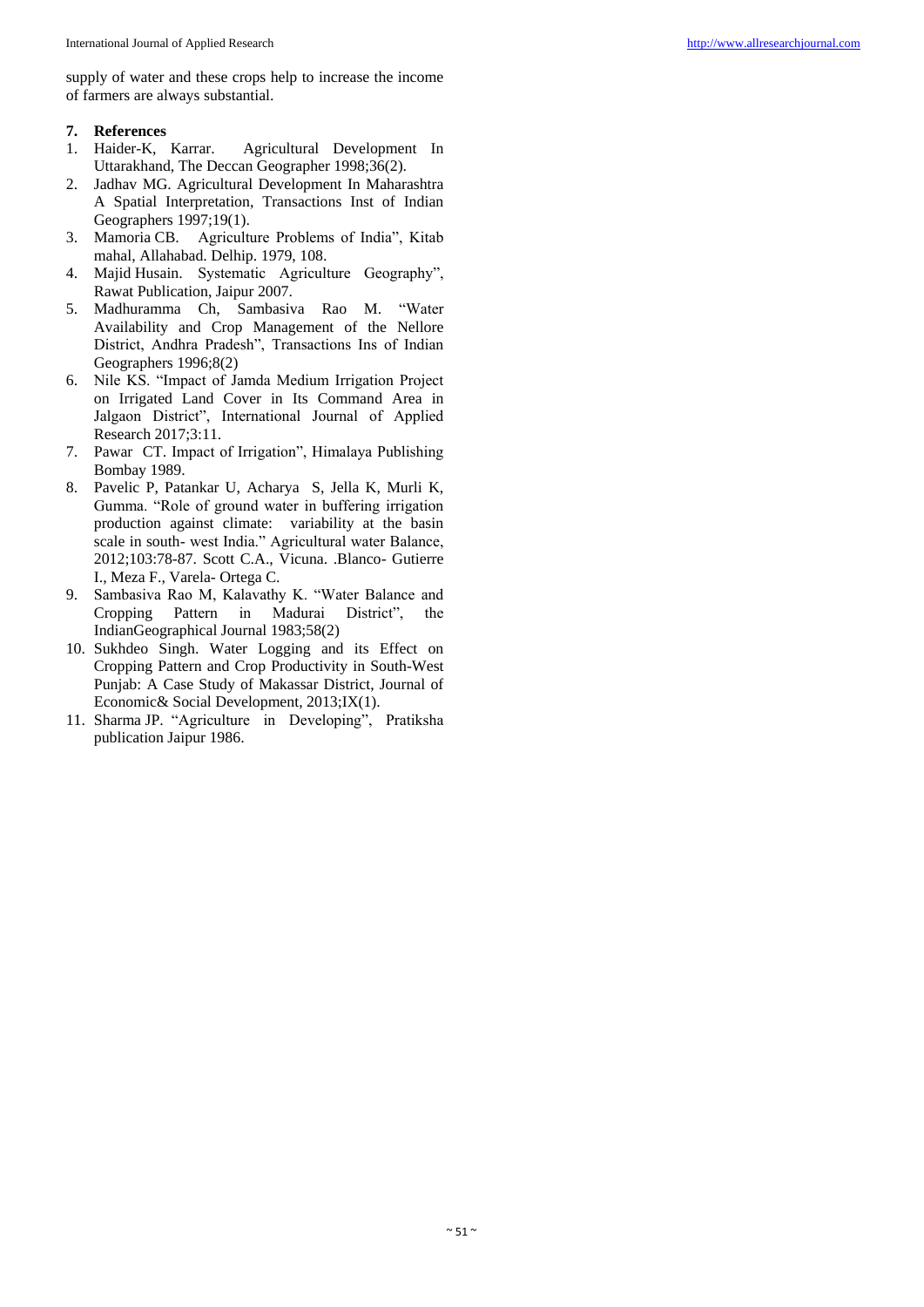supply of water and these crops help to increase the income of farmers are always substantial.

## 7. References

1. Haider-K, Karrar. Agricultural Development In Uttarakhand, The Deccan Geographer 1998;36(2).
2. Jadhav MG. Agricultural Development In Maharashtra A Spatial Interpretation, Transactions Inst of Indian Geographers 1997;19(1).
3. Mamoria CB. Agriculture Problems of India", Kitab mahal, Allahabad. Delhip. 1979, 108.
4. Majid Husain. Systematic Agriculture Geography", Rawat Publication, Jaipur 2007.
5. Madhuramma Ch, Sambasiva Rao M. "Water Availability and Crop Management of the Nellore District, Andhra Pradesh", Transactions Ins of Indian Geographers 1996;8(2)
6. Nile KS. "Impact of Jamda Medium Irrigation Project on Irrigated Land Cover in Its Command Area in Jalgaon District", International Journal of Applied Research 2017;3:11.
7. Pawar CT. Impact of Irrigation", Himalaya Publishing Bombay 1989.
8. Pavelic P, Patankar U, Acharya S, Jella K, Murli K, Gumma. "Role of ground water in buffering irrigation production against climate: variability at the basin scale in south- west India." Agricultural water Balance, 2012;103:78-87. Scott C.A., Vicuna. .Blanco- Gutierre I., Meza F., Varela- Ortega C.
9. Sambasiva Rao M, Kalavathy K. "Water Balance and Cropping Pattern in Madurai District", the IndianGeographical Journal 1983;58(2)
10. Sukhdeo Singh. Water Logging and its Effect on Cropping Pattern and Crop Productivity in South-West Punjab: A Case Study of Makassar District, Journal of Economic& Social Development, 2013;IX(1).
11. Sharma JP. "Agriculture in Developing", Pratiksha publication Jaipur 1986.